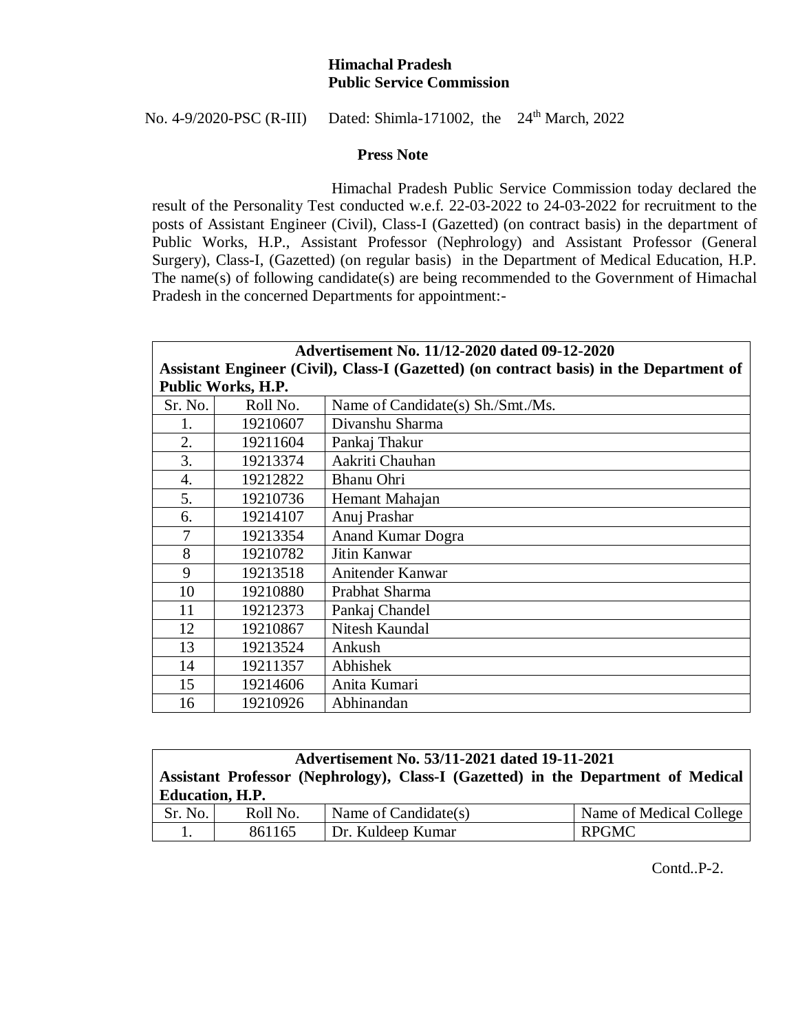**Himachal Pradesh**
**Public Service Commission**

No. 4-9/2020-PSC (R-III) Dated: Shimla-171002, the 24th March, 2022

**Press Note**

Himachal Pradesh Public Service Commission today declared the result of the Personality Test conducted w.e.f. 22-03-2022 to 24-03-2022 for recruitment to the posts of Assistant Engineer (Civil), Class-I (Gazetted) (on contract basis) in the department of Public Works, H.P., Assistant Professor (Nephrology) and Assistant Professor (General Surgery), Class-I, (Gazetted) (on regular basis) in the Department of Medical Education, H.P. The name(s) of following candidate(s) are being recommended to the Government of Himachal Pradesh in the concerned Departments for appointment:-

**Advertisement No. 11/12-2020 dated 09-12-2020**
**Assistant Engineer (Civil), Class-I (Gazetted) (on contract basis) in the Department of Public Works, H.P.**

| Sr. No. | Roll No. | Name of Candidate(s) Sh./Smt./Ms. |
|---|---|---|
| 1. | 19210607 | Divanshu Sharma |
| 2. | 19211604 | Pankaj Thakur |
| 3. | 19213374 | Aakriti Chauhan |
| 4. | 19212822 | Bhanu Ohri |
| 5. | 19210736 | Hemant Mahajan |
| 6. | 19214107 | Anuj Prashar |
| 7 | 19213354 | Anand Kumar Dogra |
| 8 | 19210782 | Jitin Kanwar |
| 9 | 19213518 | Anitender Kanwar |
| 10 | 19210880 | Prabhat Sharma |
| 11 | 19212373 | Pankaj Chandel |
| 12 | 19210867 | Nitesh Kaundal |
| 13 | 19213524 | Ankush |
| 14 | 19211357 | Abhishek |
| 15 | 19214606 | Anita Kumari |
| 16 | 19210926 | Abhinandan |

**Advertisement No. 53/11-2021 dated 19-11-2021**
**Assistant Professor (Nephrology), Class-I (Gazetted) in the Department of Medical Education, H.P.**

| Sr. No. | Roll No. | Name of Candidate(s) | Name of Medical College |
|---|---|---|---|
| 1. | 861165 | Dr. Kuldeep Kumar | RPGMC |

Contd..P-2.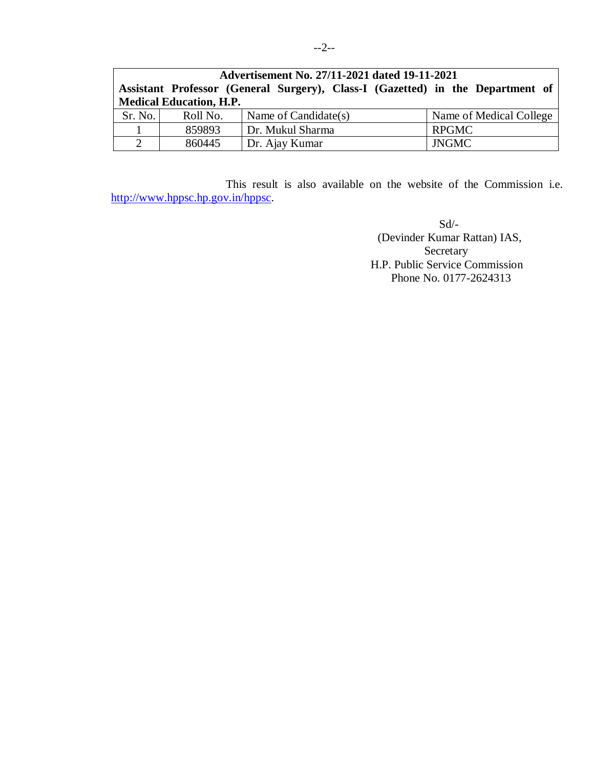**Advertisement No. 27/11-2021 dated 19-11-2021**
**Assistant Professor (General Surgery), Class-I (Gazetted) in the Department of Medical Education, H.P.**

| Sr. No. | Roll No. | Name of Candidate(s) | Name of Medical College |
|---|---|---|---|
| 1 | 859893 | Dr. Mukul Sharma | RPGMC |
| 2 | 860445 | Dr. Ajay Kumar | JNGMC |

This result is also available on the website of the Commission i.e. http://www.hppsc.hp.gov.in/hppsc.

Sd/-
(Devinder Kumar Rattan) IAS,
Secretary
H.P. Public Service Commission
Phone No. 0177-2624313